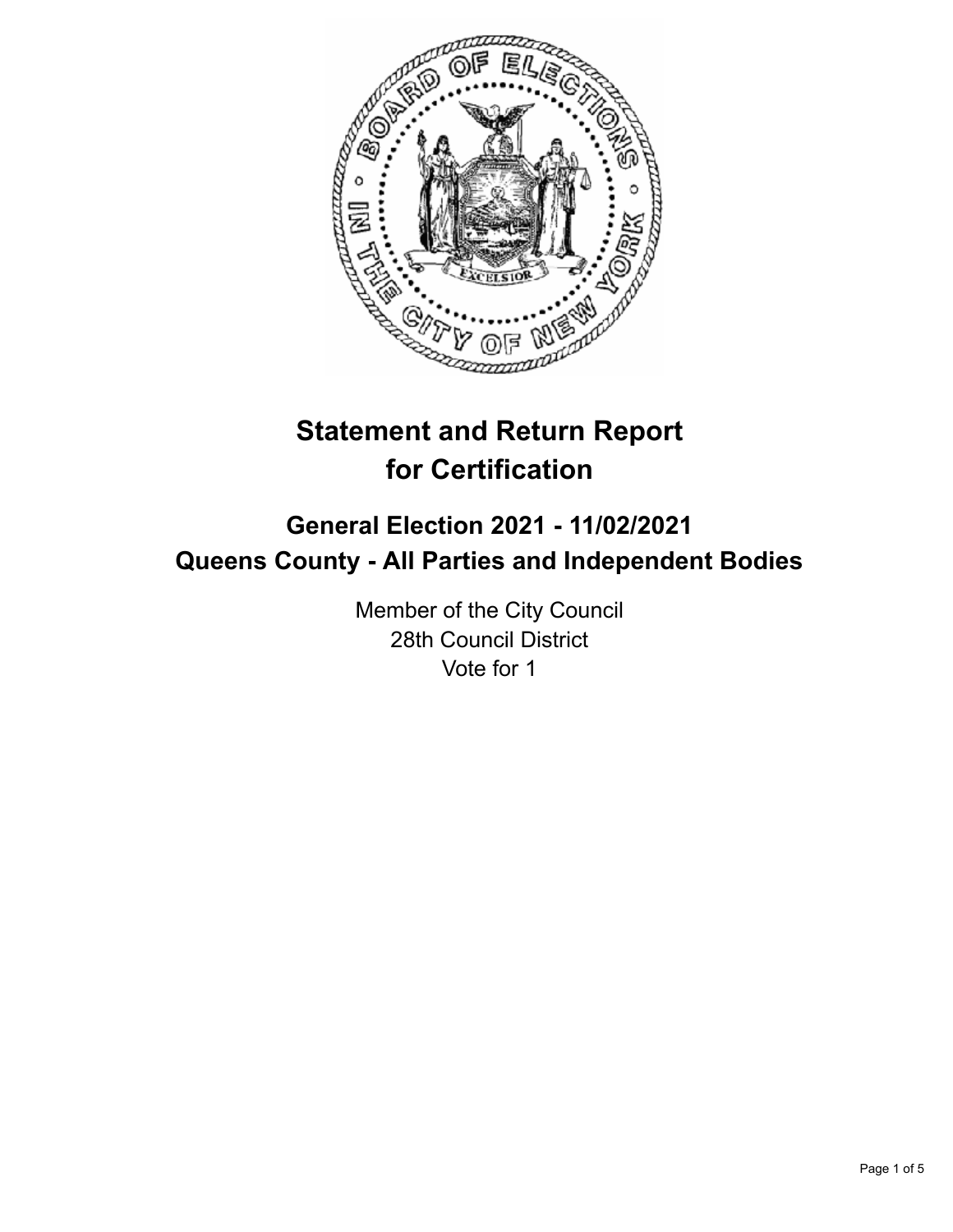# Statement and Return Report for Certification

## General Election 2021 - 11/02/2021
## Queens County - All Parties and Independent Bodies

Member of the City Council
28th Council District
Vote for 1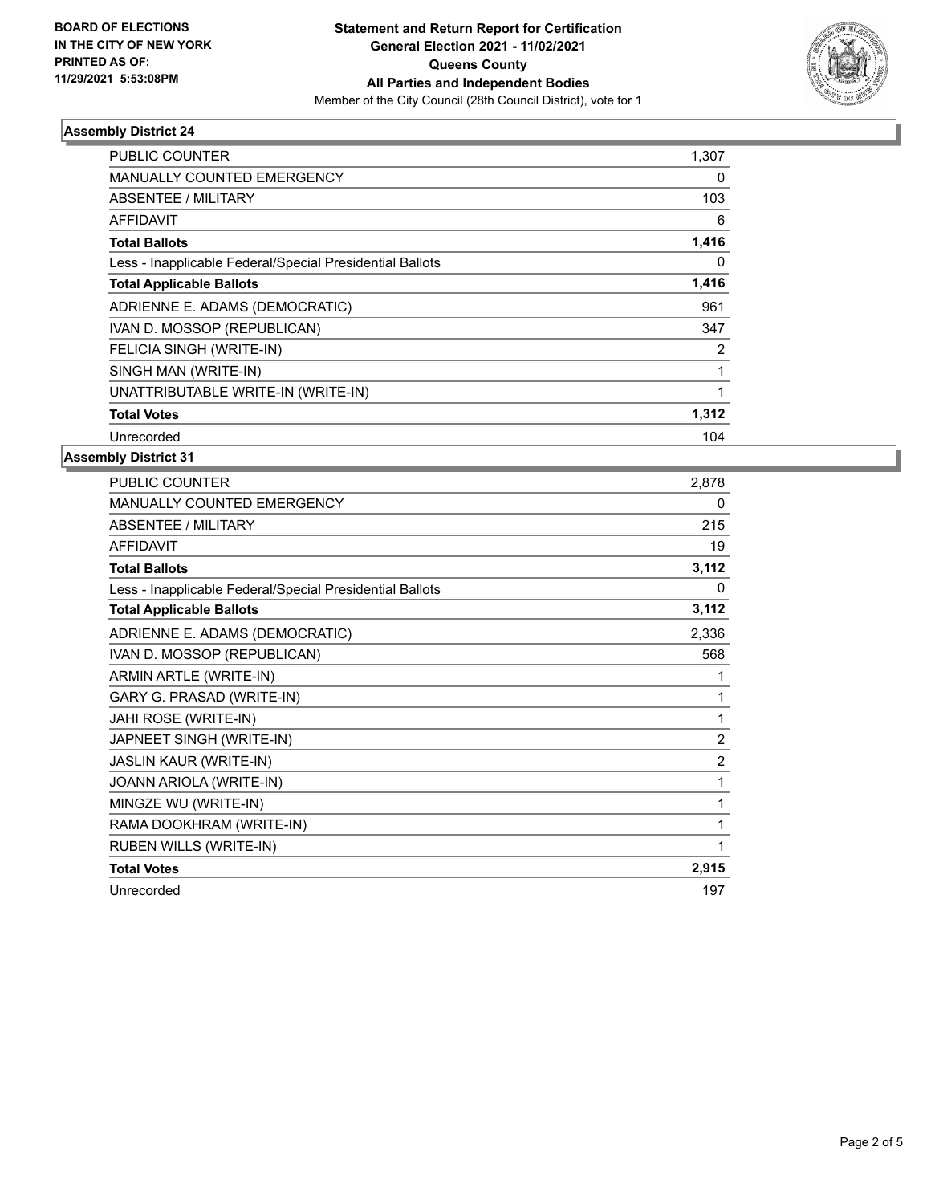**BOARD OF ELECTIONS IN THE CITY OF NEW YORK PRINTED AS OF: 11/29/2021 5:53:08PM**

**Statement and Return Report for Certification General Election 2021 - 11/02/2021 Queens County All Parties and Independent Bodies**

Member of the City Council (28th Council District), vote for 1

### Assembly District 24

| | |
|---|---|
| PUBLIC COUNTER | 1,307 |
| MANUALLY COUNTED EMERGENCY | 0 |
| ABSENTEE / MILITARY | 103 |
| AFFIDAVIT | 6 |
| **Total Ballots** | **1,416** |
| Less - Inapplicable Federal/Special Presidential Ballots | 0 |
| **Total Applicable Ballots** | **1,416** |
| ADRIENNE E. ADAMS (DEMOCRATIC) | 961 |
| IVAN D. MOSSOP (REPUBLICAN) | 347 |
| FELICIA SINGH (WRITE-IN) | 2 |
| SINGH MAN (WRITE-IN) | 1 |
| UNATTRIBUTABLE WRITE-IN (WRITE-IN) | 1 |
| **Total Votes** | **1,312** |
| Unrecorded | 104 |

### Assembly District 31

| | |
|---|---|
| PUBLIC COUNTER | 2,878 |
| MANUALLY COUNTED EMERGENCY | 0 |
| ABSENTEE / MILITARY | 215 |
| AFFIDAVIT | 19 |
| **Total Ballots** | **3,112** |
| Less - Inapplicable Federal/Special Presidential Ballots | 0 |
| **Total Applicable Ballots** | **3,112** |
| ADRIENNE E. ADAMS (DEMOCRATIC) | 2,336 |
| IVAN D. MOSSOP (REPUBLICAN) | 568 |
| ARMIN ARTLE (WRITE-IN) | 1 |
| GARY G. PRASAD (WRITE-IN) | 1 |
| JAHI ROSE (WRITE-IN) | 1 |
| JAPNEET SINGH (WRITE-IN) | 2 |
| JASLIN KAUR (WRITE-IN) | 2 |
| JOANN ARIOLA (WRITE-IN) | 1 |
| MINGZE WU (WRITE-IN) | 1 |
| RAMA DOOKHRAM (WRITE-IN) | 1 |
| RUBEN WILLS (WRITE-IN) | 1 |
| **Total Votes** | **2,915** |
| Unrecorded | 197 |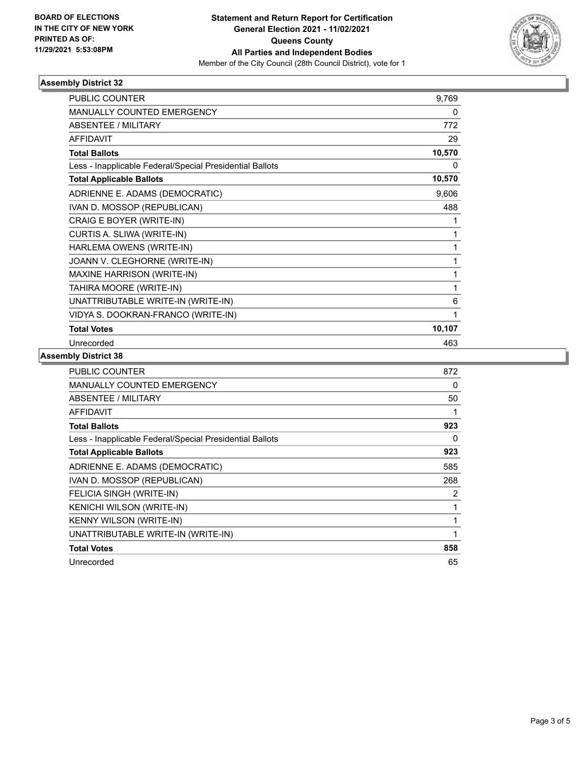**BOARD OF ELECTIONS IN THE CITY OF NEW YORK PRINTED AS OF: 11/29/2021 5:53:08PM**

**Statement and Return Report for Certification General Election 2021 - 11/02/2021 Queens County All Parties and Independent Bodies**

Member of the City Council (28th Council District), vote for 1

### Assembly District 32

| | |
|---|---|
| PUBLIC COUNTER | 9,769 |
| MANUALLY COUNTED EMERGENCY | 0 |
| ABSENTEE / MILITARY | 772 |
| AFFIDAVIT | 29 |
| **Total Ballots** | **10,570** |
| Less - Inapplicable Federal/Special Presidential Ballots | 0 |
| **Total Applicable Ballots** | **10,570** |
| ADRIENNE E. ADAMS (DEMOCRATIC) | 9,606 |
| IVAN D. MOSSOP (REPUBLICAN) | 488 |
| CRAIG E BOYER (WRITE-IN) | 1 |
| CURTIS A. SLIWA (WRITE-IN) | 1 |
| HARLEMA OWENS (WRITE-IN) | 1 |
| JOANN V. CLEGHORNE (WRITE-IN) | 1 |
| MAXINE HARRISON (WRITE-IN) | 1 |
| TAHIRA MOORE (WRITE-IN) | 1 |
| UNATTRIBUTABLE WRITE-IN (WRITE-IN) | 6 |
| VIDYA S. DOOKRAN-FRANCO (WRITE-IN) | 1 |
| **Total Votes** | **10,107** |
| Unrecorded | 463 |

### Assembly District 38

| | |
|---|---|
| PUBLIC COUNTER | 872 |
| MANUALLY COUNTED EMERGENCY | 0 |
| ABSENTEE / MILITARY | 50 |
| AFFIDAVIT | 1 |
| **Total Ballots** | **923** |
| Less - Inapplicable Federal/Special Presidential Ballots | 0 |
| **Total Applicable Ballots** | **923** |
| ADRIENNE E. ADAMS (DEMOCRATIC) | 585 |
| IVAN D. MOSSOP (REPUBLICAN) | 268 |
| FELICIA SINGH (WRITE-IN) | 2 |
| KENICHI WILSON (WRITE-IN) | 1 |
| KENNY WILSON (WRITE-IN) | 1 |
| UNATTRIBUTABLE WRITE-IN (WRITE-IN) | 1 |
| **Total Votes** | **858** |
| Unrecorded | 65 |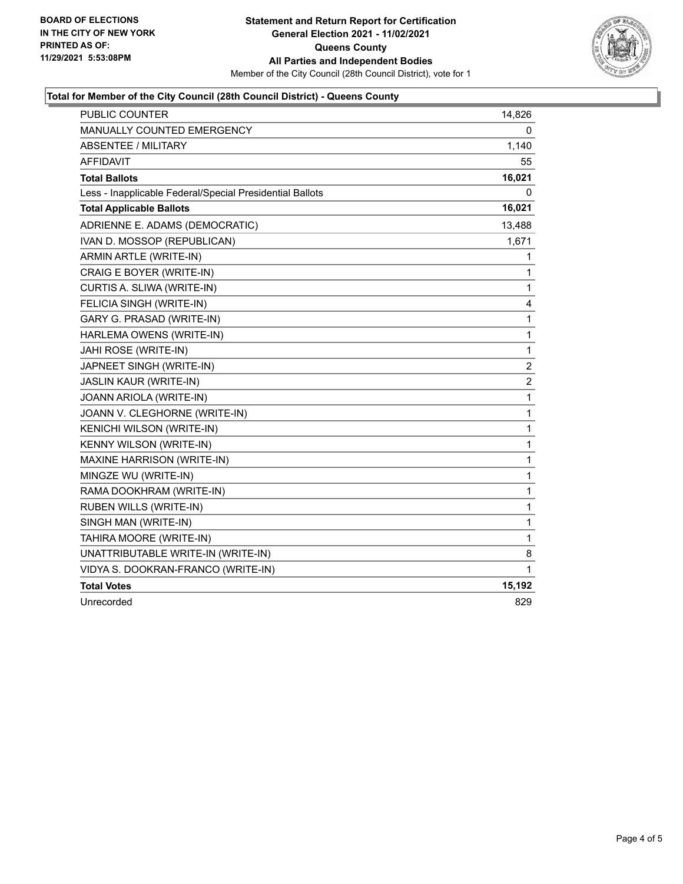BOARD OF ELECTIONS
IN THE CITY OF NEW YORK
PRINTED AS OF:
11/29/2021 5:53:08PM

**Statement and Return Report for Certification**
**General Election 2021 - 11/02/2021**
**Queens County**
**All Parties and Independent Bodies**
Member of the City Council (28th Council District), vote for 1

## Total for Member of the City Council (28th Council District) - Queens County

| | |
|---|---|
| PUBLIC COUNTER | 14,826 |
| MANUALLY COUNTED EMERGENCY | 0 |
| ABSENTEE / MILITARY | 1,140 |
| AFFIDAVIT | 55 |
| **Total Ballots** | **16,021** |
| Less - Inapplicable Federal/Special Presidential Ballots | 0 |
| **Total Applicable Ballots** | **16,021** |
| ADRIENNE E. ADAMS (DEMOCRATIC) | 13,488 |
| IVAN D. MOSSOP (REPUBLICAN) | 1,671 |
| ARMIN ARTLE (WRITE-IN) | 1 |
| CRAIG E BOYER (WRITE-IN) | 1 |
| CURTIS A. SLIWA (WRITE-IN) | 1 |
| FELICIA SINGH (WRITE-IN) | 4 |
| GARY G. PRASAD (WRITE-IN) | 1 |
| HARLEMA OWENS (WRITE-IN) | 1 |
| JAHI ROSE (WRITE-IN) | 1 |
| JAPNEET SINGH (WRITE-IN) | 2 |
| JASLIN KAUR (WRITE-IN) | 2 |
| JOANN ARIOLA (WRITE-IN) | 1 |
| JOANN V. CLEGHORNE (WRITE-IN) | 1 |
| KENICHI WILSON (WRITE-IN) | 1 |
| KENNY WILSON (WRITE-IN) | 1 |
| MAXINE HARRISON (WRITE-IN) | 1 |
| MINGZE WU (WRITE-IN) | 1 |
| RAMA DOOKHRAM (WRITE-IN) | 1 |
| RUBEN WILLS (WRITE-IN) | 1 |
| SINGH MAN (WRITE-IN) | 1 |
| TAHIRA MOORE (WRITE-IN) | 1 |
| UNATTRIBUTABLE WRITE-IN (WRITE-IN) | 8 |
| VIDYA S. DOOKRAN-FRANCO (WRITE-IN) | 1 |
| **Total Votes** | **15,192** |
| Unrecorded | 829 |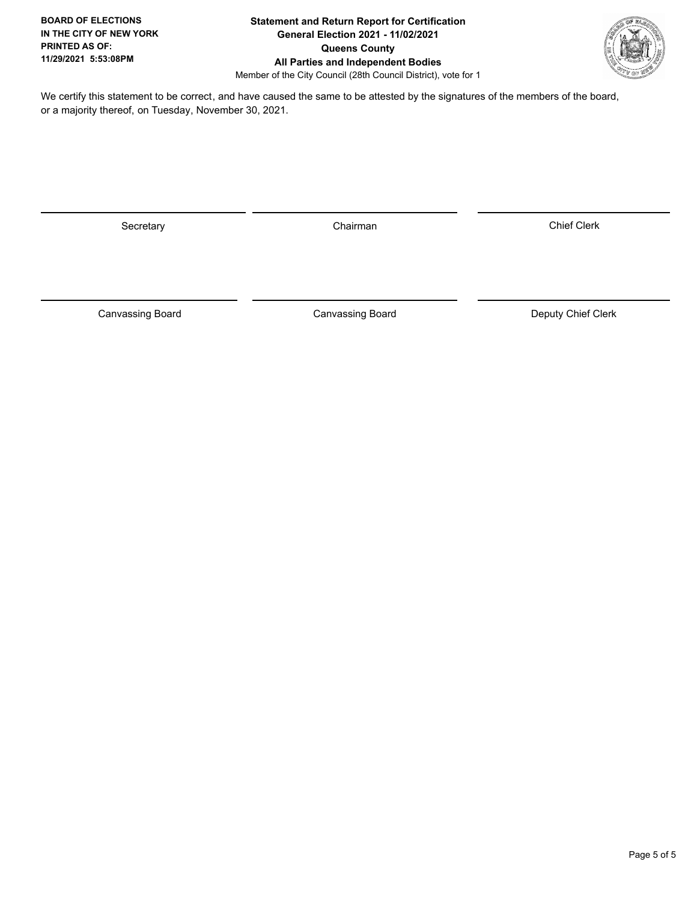**BOARD OF ELECTIONS IN THE CITY OF NEW YORK**
**PRINTED AS OF: 11/29/2021 5:53:08PM**

**Statement and Return Report for Certification**
**General Election 2021 - 11/02/2021**
**Queens County**
**All Parties and Independent Bodies**
Member of the City Council (28th Council District), vote for 1

We certify this statement to be correct, and have caused the same to be attested by the signatures of the members of the board, or a majority thereof, on Tuesday, November 30, 2021.

| | | |
|---|---|---|
| Secretary | Chairman | Chief Clerk |
| Canvassing Board | Canvassing Board | Deputy Chief Clerk |